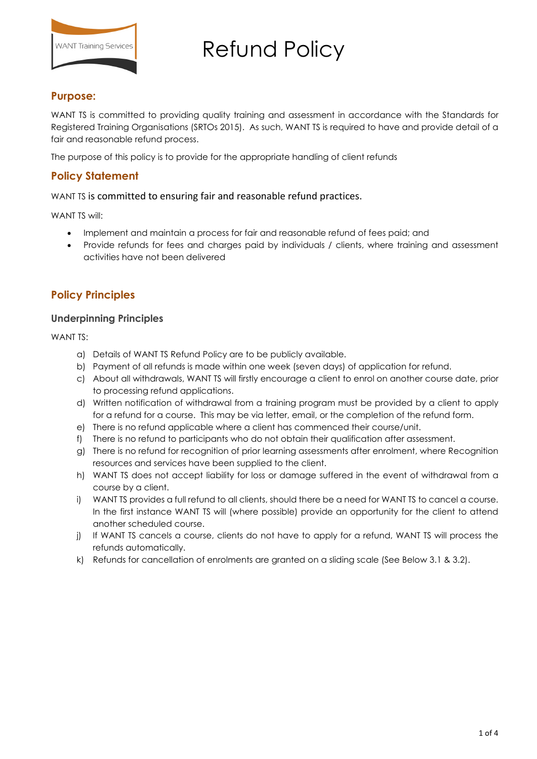# Refund Policy

WANT Training Services

## Purpose:

WANT TS is committed to providing quality training and assessment in accordance with the Standards for Registered Training Organisations (SRTOs 2015). As such, WANT TS is required to have and provide detail of a fair and reasonable refund process.

The purpose of this policy is to provide for the appropriate handling of client refunds

## Policy Statement

WANT TS is committed to ensuring fair and reasonable refund practices.

WANT TS will:

- Implement and maintain a process for fair and reasonable refund of fees paid; and
- Provide refunds for fees and charges paid by individuals / clients, where training and assessment activities have not been delivered

## Policy Principles

### Underpinning Principles

WANT TS:

a) Details of WANT TS Refund Policy are to be publicly available.
b) Payment of all refunds is made within one week (seven days) of application for refund.
c) About all withdrawals, WANT TS will firstly encourage a client to enrol on another course date, prior to processing refund applications.
d) Written notification of withdrawal from a training program must be provided by a client to apply for a refund for a course. This may be via letter, email, or the completion of the refund form.
e) There is no refund applicable where a client has commenced their course/unit.
f) There is no refund to participants who do not obtain their qualification after assessment.
g) There is no refund for recognition of prior learning assessments after enrolment, where Recognition resources and services have been supplied to the client.
h) WANT TS does not accept liability for loss or damage suffered in the event of withdrawal from a course by a client.
i) WANT TS provides a full refund to all clients, should there be a need for WANT TS to cancel a course. In the first instance WANT TS will (where possible) provide an opportunity for the client to attend another scheduled course.
j) If WANT TS cancels a course, clients do not have to apply for a refund, WANT TS will process the refunds automatically.
k) Refunds for cancellation of enrolments are granted on a sliding scale (See Below 3.1 & 3.2).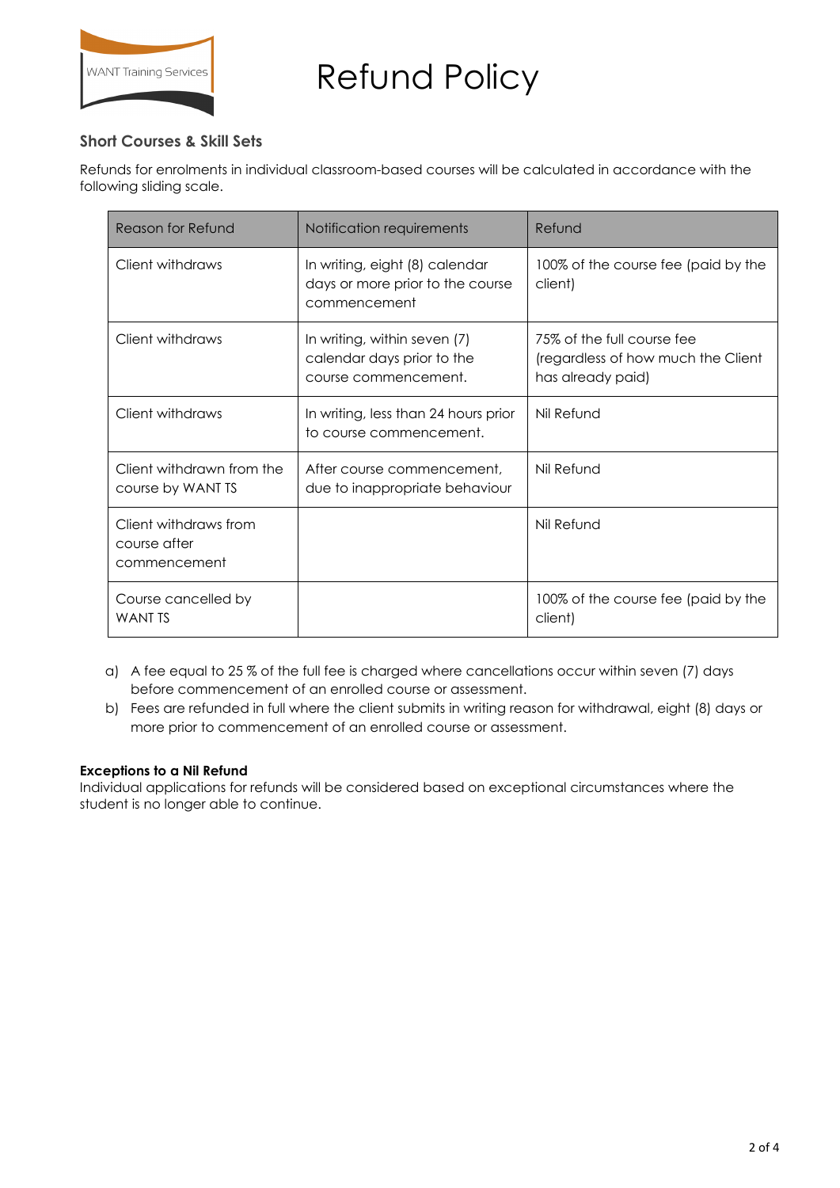# Refund Policy

### Short Courses & Skill Sets

Refunds for enrolments in individual classroom-based courses will be calculated in accordance with the following sliding scale.

| Reason for Refund | Notification requirements | Refund |
|---|---|---|
| Client withdraws | In writing, eight (8) calendar days or more prior to the course commencement | 100% of the course fee (paid by the client) |
| Client withdraws | In writing, within seven (7) calendar days prior to the course commencement. | 75% of the full course fee (regardless of how much the Client has already paid) |
| Client withdraws | In writing, less than 24 hours prior to course commencement. | Nil Refund |
| Client withdrawn from the course by WANT TS | After course commencement, due to inappropriate behaviour | Nil Refund |
| Client withdraws from course after commencement | | Nil Refund |
| Course cancelled by WANT TS | | 100% of the course fee (paid by the client) |

a) A fee equal to 25 % of the full fee is charged where cancellations occur within seven (7) days before commencement of an enrolled course or assessment.

b) Fees are refunded in full where the client submits in writing reason for withdrawal, eight (8) days or more prior to commencement of an enrolled course or assessment.

**Exceptions to a Nil Refund**
Individual applications for refunds will be considered based on exceptional circumstances where the student is no longer able to continue.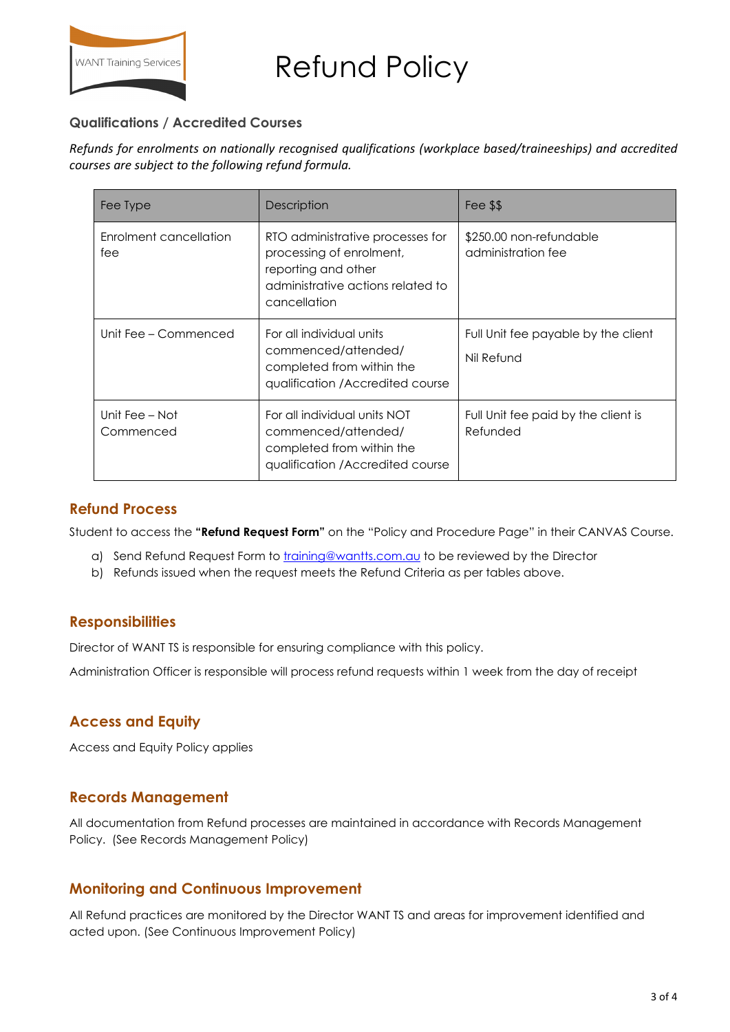# Refund Policy

### Qualifications / Accredited Courses

*Refunds for enrolments on nationally recognised qualifications (workplace based/traineeships) and accredited courses are subject to the following refund formula.*

| Fee Type | Description | Fee $$ |
| --- | --- | --- |
| Enrolment cancellation fee | RTO administrative processes for processing of enrolment, reporting and other administrative actions related to cancellation | $250.00 non-refundable administration fee |
| Unit Fee – Commenced | For all individual units commenced/attended/ completed from within the qualification /Accredited course | Full Unit fee payable by the client<br>Nil Refund |
| Unit Fee – Not Commenced | For all individual units NOT commenced/attended/ completed from within the qualification /Accredited course | Full Unit fee paid by the client is Refunded |

## Refund Process

Student to access the **"Refund Request Form"** on the "Policy and Procedure Page" in their CANVAS Course.

a) Send Refund Request Form to training@wantts.com.au to be reviewed by the Director
b) Refunds issued when the request meets the Refund Criteria as per tables above.

## Responsibilities

Director of WANT TS is responsible for ensuring compliance with this policy.

Administration Officer is responsible will process refund requests within 1 week from the day of receipt

## Access and Equity

Access and Equity Policy applies

## Records Management

All documentation from Refund processes are maintained in accordance with Records Management Policy. (See Records Management Policy)

## Monitoring and Continuous Improvement

All Refund practices are monitored by the Director WANT TS and areas for improvement identified and acted upon. (See Continuous Improvement Policy)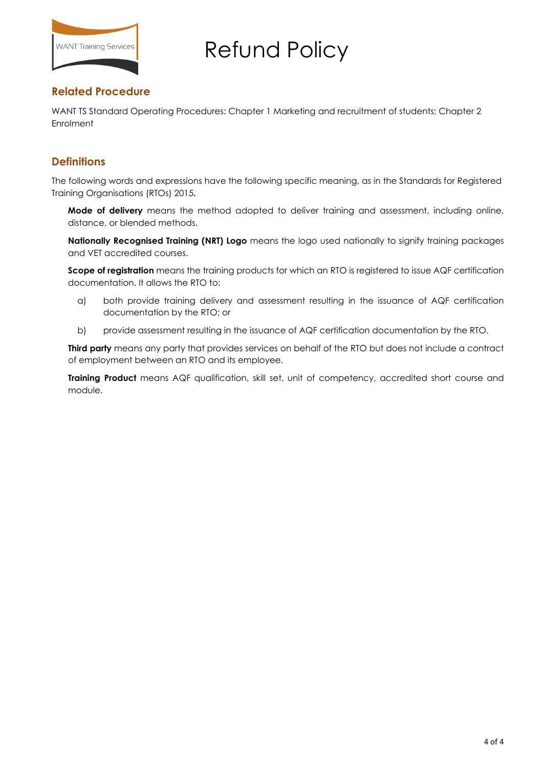# Refund Policy

## Related Procedure

WANT TS Standard Operating Procedures: Chapter 1 Marketing and recruitment of students; Chapter 2 Enrolment

## Definitions

The following words and expressions have the following specific meaning, as in the Standards for Registered Training Organisations (RTOs) 2015**.**

**Mode of delivery** means the method adopted to deliver training and assessment, including online, distance, or blended methods.

**Nationally Recognised Training (NRT) Logo** means the logo used nationally to signify training packages and VET accredited courses.

**Scope of registration** means the training products for which an RTO is registered to issue AQF certification documentation. It allows the RTO to:

a) both provide training delivery and assessment resulting in the issuance of AQF certification documentation by the RTO; or

b) provide assessment resulting in the issuance of AQF certification documentation by the RTO.

**Third party** means any party that provides services on behalf of the RTO but does not include a contract of employment between an RTO and its employee.

**Training Product** means AQF qualification, skill set, unit of competency, accredited short course and module.